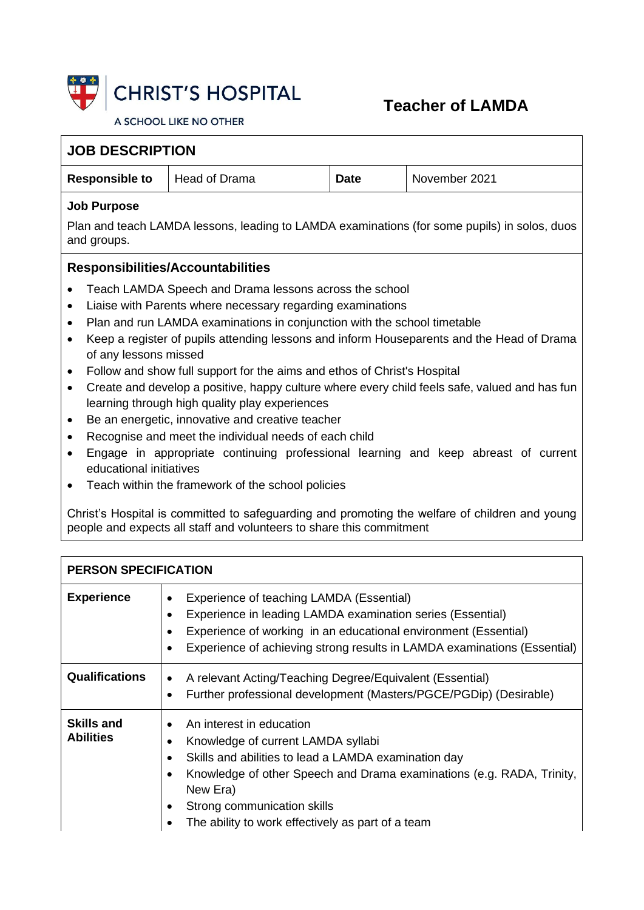CHRIST'S HOSPITAL

A SCHOOL LIKE NO OTHER

# Teacher of LAMDA

## JOB DESCRIPTION

| **Responsible to** | Head of Drama | **Date** | November 2021 |
|---|---|---|---|

### Job Purpose

Plan and teach LAMDA lessons, leading to LAMDA examinations (for some pupils) in solos, duos and groups.

### Responsibilities/Accountabilities

- Teach LAMDA Speech and Drama lessons across the school
- Liaise with Parents where necessary regarding examinations
- Plan and run LAMDA examinations in conjunction with the school timetable
- Keep a register of pupils attending lessons and inform Houseparents and the Head of Drama of any lessons missed
- Follow and show full support for the aims and ethos of Christ's Hospital
- Create and develop a positive, happy culture where every child feels safe, valued and has fun learning through high quality play experiences
- Be an energetic, innovative and creative teacher
- Recognise and meet the individual needs of each child
- Engage in appropriate continuing professional learning and keep abreast of current educational initiatives
- Teach within the framework of the school policies

Christ's Hospital is committed to safeguarding and promoting the welfare of children and young people and expects all staff and volunteers to share this commitment

## PERSON SPECIFICATION

| | |
|---|---|
| **Experience** | • Experience of teaching LAMDA (Essential)<br>• Experience in leading LAMDA examination series (Essential)<br>• Experience of working in an educational environment (Essential)<br>• Experience of achieving strong results in LAMDA examinations (Essential) |
| **Qualifications** | • A relevant Acting/Teaching Degree/Equivalent (Essential)<br>• Further professional development (Masters/PGCE/PGDip) (Desirable) |
| **Skills and Abilities** | • An interest in education<br>• Knowledge of current LAMDA syllabi<br>• Skills and abilities to lead a LAMDA examination day<br>• Knowledge of other Speech and Drama examinations (e.g. RADA, Trinity, New Era)<br>• Strong communication skills<br>• The ability to work effectively as part of a team |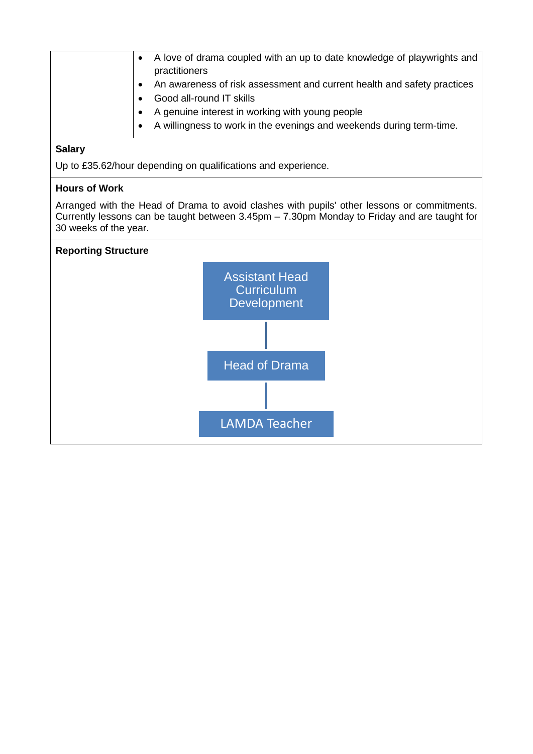- A love of drama coupled with an up to date knowledge of playwrights and practitioners
- An awareness of risk assessment and current health and safety practices
- Good all-round IT skills
- A genuine interest in working with young people
- A willingness to work in the evenings and weekends during term-time.

**Salary**

Up to £35.62/hour depending on qualifications and experience.

**Hours of Work**

Arranged with the Head of Drama to avoid clashes with pupils' other lessons or commitments. Currently lessons can be taught between 3.45pm – 7.30pm Monday to Friday and are taught for 30 weeks of the year.

**Reporting Structure**

Assistant Head Curriculum Development

Head of Drama

LAMDA Teacher